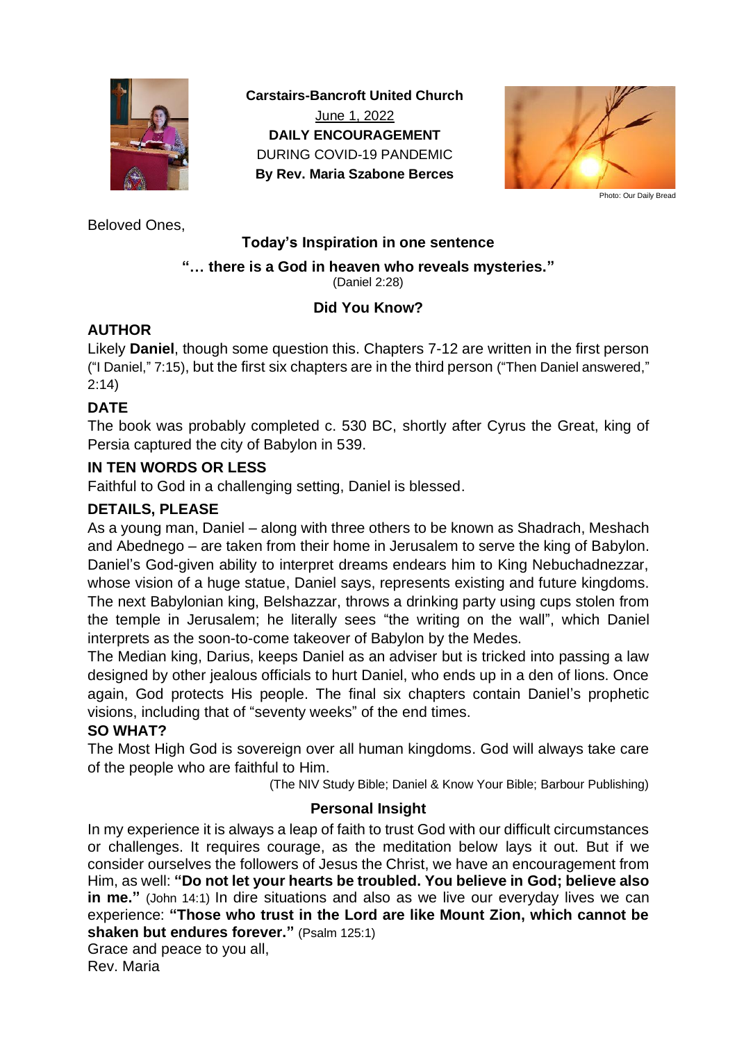**Carstairs-Bancroft United Church**

June 1, 2022

**DAILY ENCOURAGEMENT**

DURING COVID-19 PANDEMIC

**By Rev. Maria Szabone Berces**

Photo: Our Daily Bread

Beloved Ones,

**Today's Inspiration in one sentence**

**"… there is a God in heaven who reveals mysteries."**
(Daniel 2:28)

**Did You Know?**

**AUTHOR**

Likely **Daniel**, though some question this. Chapters 7-12 are written in the first person ("I Daniel," 7:15), but the first six chapters are in the third person ("Then Daniel answered," 2:14)

**DATE**

The book was probably completed c. 530 BC, shortly after Cyrus the Great, king of Persia captured the city of Babylon in 539.

**IN TEN WORDS OR LESS**

Faithful to God in a challenging setting, Daniel is blessed.

**DETAILS, PLEASE**

As a young man, Daniel – along with three others to be known as Shadrach, Meshach and Abednego – are taken from their home in Jerusalem to serve the king of Babylon. Daniel's God-given ability to interpret dreams endears him to King Nebuchadnezzar, whose vision of a huge statue, Daniel says, represents existing and future kingdoms. The next Babylonian king, Belshazzar, throws a drinking party using cups stolen from the temple in Jerusalem; he literally sees "the writing on the wall", which Daniel interprets as the soon-to-come takeover of Babylon by the Medes.

The Median king, Darius, keeps Daniel as an adviser but is tricked into passing a law designed by other jealous officials to hurt Daniel, who ends up in a den of lions. Once again, God protects His people. The final six chapters contain Daniel's prophetic visions, including that of "seventy weeks" of the end times.

**SO WHAT?**

The Most High God is sovereign over all human kingdoms. God will always take care of the people who are faithful to Him.

(The NIV Study Bible; Daniel & Know Your Bible; Barbour Publishing)

**Personal Insight**

In my experience it is always a leap of faith to trust God with our difficult circumstances or challenges. It requires courage, as the meditation below lays it out. But if we consider ourselves the followers of Jesus the Christ, we have an encouragement from Him, as well: **"Do not let your hearts be troubled. You believe in God; believe also in me."** (John 14:1) In dire situations and also as we live our everyday lives we can experience: **"Those who trust in the Lord are like Mount Zion, which cannot be shaken but endures forever."** (Psalm 125:1)

Grace and peace to you all,
Rev. Maria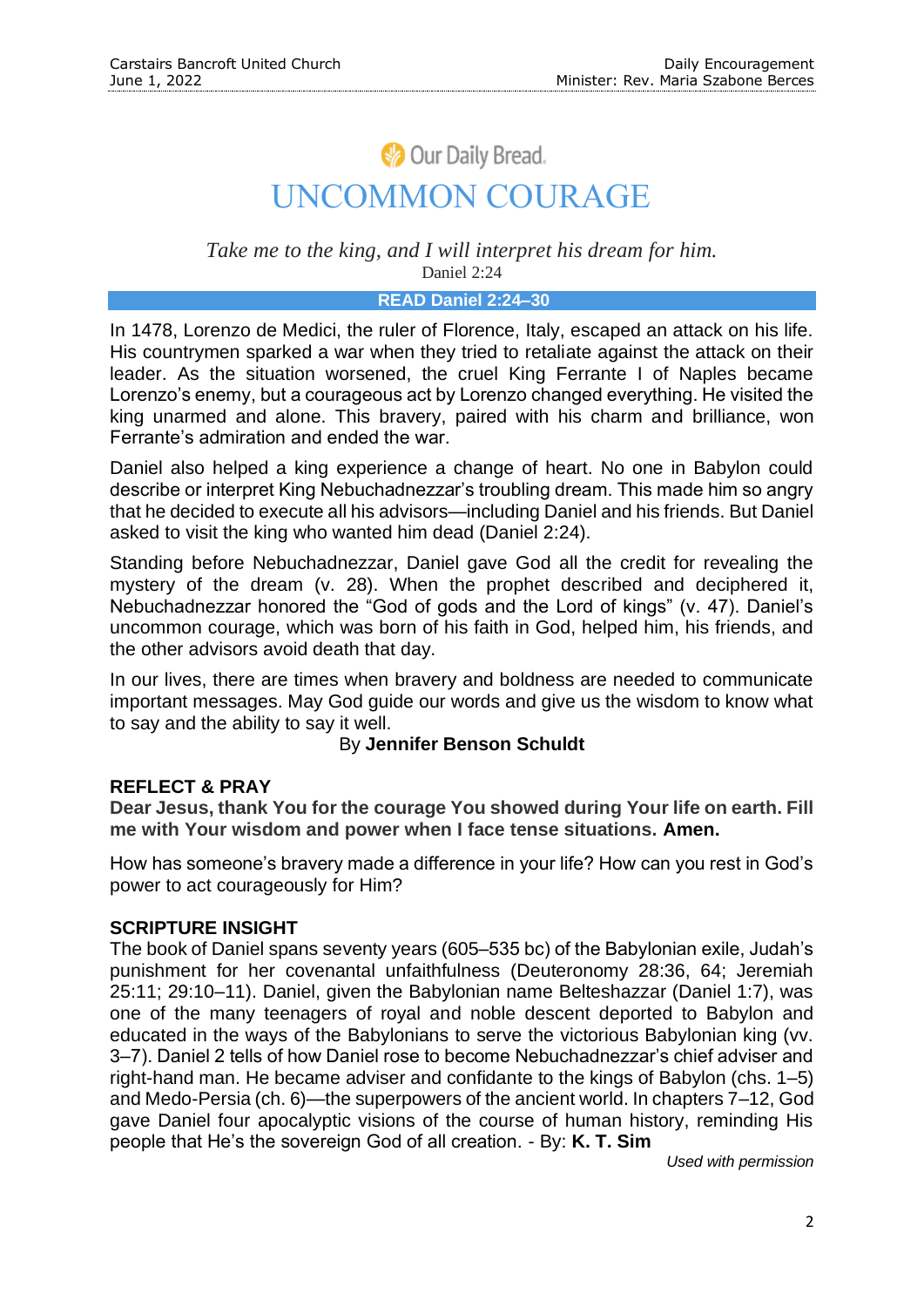Our Daily Bread.

# UNCOMMON COURAGE

*Take me to the king, and I will interpret his dream for him.*
Daniel 2:24

**READ Daniel 2:24–30**

In 1478, Lorenzo de Medici, the ruler of Florence, Italy, escaped an attack on his life. His countrymen sparked a war when they tried to retaliate against the attack on their leader. As the situation worsened, the cruel King Ferrante I of Naples became Lorenzo's enemy, but a courageous act by Lorenzo changed everything. He visited the king unarmed and alone. This bravery, paired with his charm and brilliance, won Ferrante's admiration and ended the war.

Daniel also helped a king experience a change of heart. No one in Babylon could describe or interpret King Nebuchadnezzar's troubling dream. This made him so angry that he decided to execute all his advisors—including Daniel and his friends. But Daniel asked to visit the king who wanted him dead (Daniel 2:24).

Standing before Nebuchadnezzar, Daniel gave God all the credit for revealing the mystery of the dream (v. 28). When the prophet described and deciphered it, Nebuchadnezzar honored the "God of gods and the Lord of kings" (v. 47). Daniel's uncommon courage, which was born of his faith in God, helped him, his friends, and the other advisors avoid death that day.

In our lives, there are times when bravery and boldness are needed to communicate important messages. May God guide our words and give us the wisdom to know what to say and the ability to say it well.

By **Jennifer Benson Schuldt**

## REFLECT & PRAY

**Dear Jesus, thank You for the courage You showed during Your life on earth. Fill me with Your wisdom and power when I face tense situations. Amen.**

How has someone's bravery made a difference in your life? How can you rest in God's power to act courageously for Him?

## SCRIPTURE INSIGHT

The book of Daniel spans seventy years (605–535 bc) of the Babylonian exile, Judah's punishment for her covenantal unfaithfulness (Deuteronomy 28:36, 64; Jeremiah 25:11; 29:10–11). Daniel, given the Babylonian name Belteshazzar (Daniel 1:7), was one of the many teenagers of royal and noble descent deported to Babylon and educated in the ways of the Babylonians to serve the victorious Babylonian king (vv. 3–7). Daniel 2 tells of how Daniel rose to become Nebuchadnezzar's chief adviser and right-hand man. He became adviser and confidante to the kings of Babylon (chs. 1–5) and Medo-Persia (ch. 6)—the superpowers of the ancient world. In chapters 7–12, God gave Daniel four apocalyptic visions of the course of human history, reminding His people that He's the sovereign God of all creation. - By: **K. T. Sim**

*Used with permission*